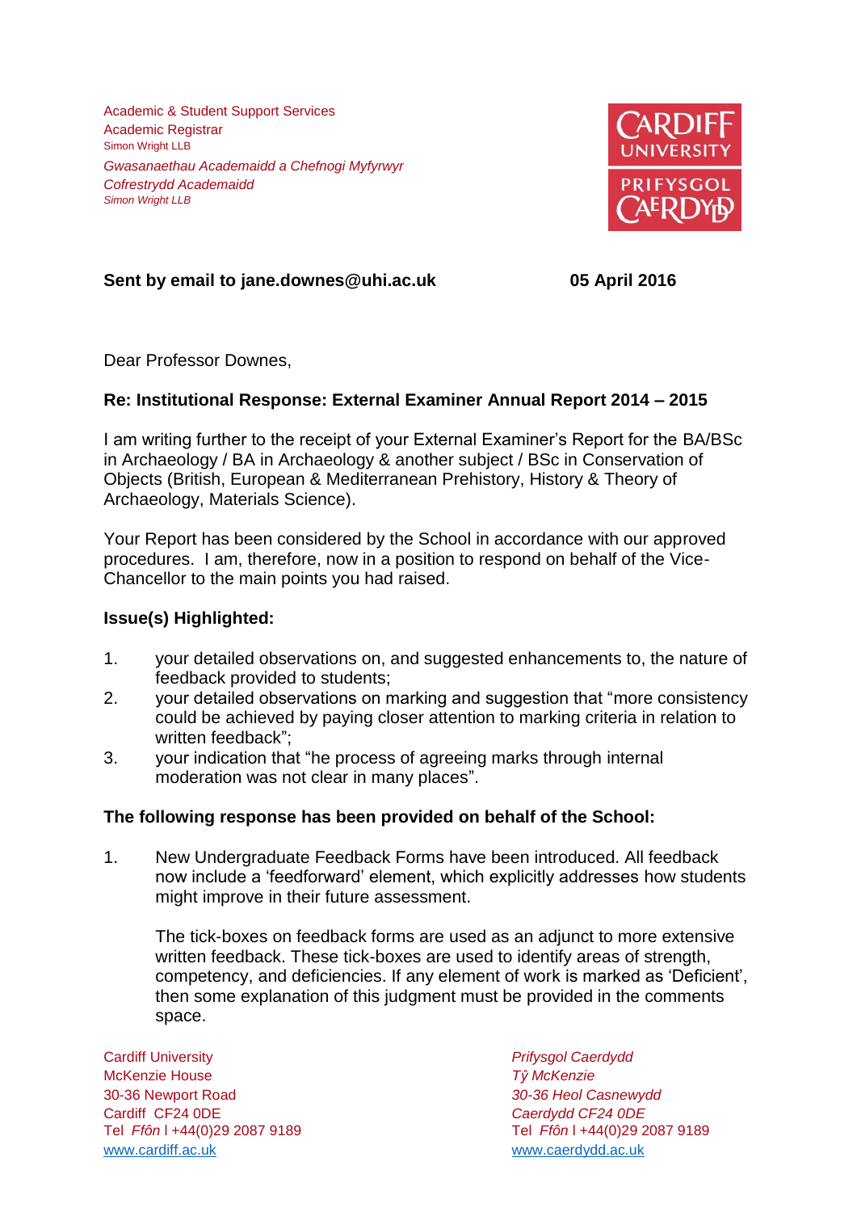Academic & Student Support Services
Academic Registrar
Simon Wright LLB

*Gwasanaethau Academaidd a Chefnogi Myfyrwyr*
*Cofrestrydd Academaidd*
*Simon Wright LLB*

CARDIFF UNIVERSITY
PRIFYSGOL CAERDYDD

**Sent by email to jane.downes@uhi.ac.uk** **05 April 2016**

Dear Professor Downes,

**Re: Institutional Response: External Examiner Annual Report 2014 – 2015**

I am writing further to the receipt of your External Examiner's Report for the BA/BSc in Archaeology / BA in Archaeology & another subject / BSc in Conservation of Objects (British, European & Mediterranean Prehistory, History & Theory of Archaeology, Materials Science).

Your Report has been considered by the School in accordance with our approved procedures. I am, therefore, now in a position to respond on behalf of the Vice-Chancellor to the main points you had raised.

**Issue(s) Highlighted:**

1. your detailed observations on, and suggested enhancements to, the nature of feedback provided to students;
2. your detailed observations on marking and suggestion that "more consistency could be achieved by paying closer attention to marking criteria in relation to written feedback";
3. your indication that "he process of agreeing marks through internal moderation was not clear in many places".

**The following response has been provided on behalf of the School:**

1. New Undergraduate Feedback Forms have been introduced. All feedback now include a 'feedforward' element, which explicitly addresses how students might improve in their future assessment.

   The tick-boxes on feedback forms are used as an adjunct to more extensive written feedback. These tick-boxes are used to identify areas of strength, competency, and deficiencies. If any element of work is marked as 'Deficient', then some explanation of this judgment must be provided in the comments space.

Cardiff University
McKenzie House
30-36 Newport Road
Cardiff CF24 0DE
Tel *Ffôn* l +44(0)29 2087 9189
www.cardiff.ac.uk

*Prifysgol Caerdydd*
*Tŷ McKenzie*
*30-36 Heol Casnewydd*
*Caerdydd CF24 0DE*
Tel *Ffôn* l +44(0)29 2087 9189
www.caerdydd.ac.uk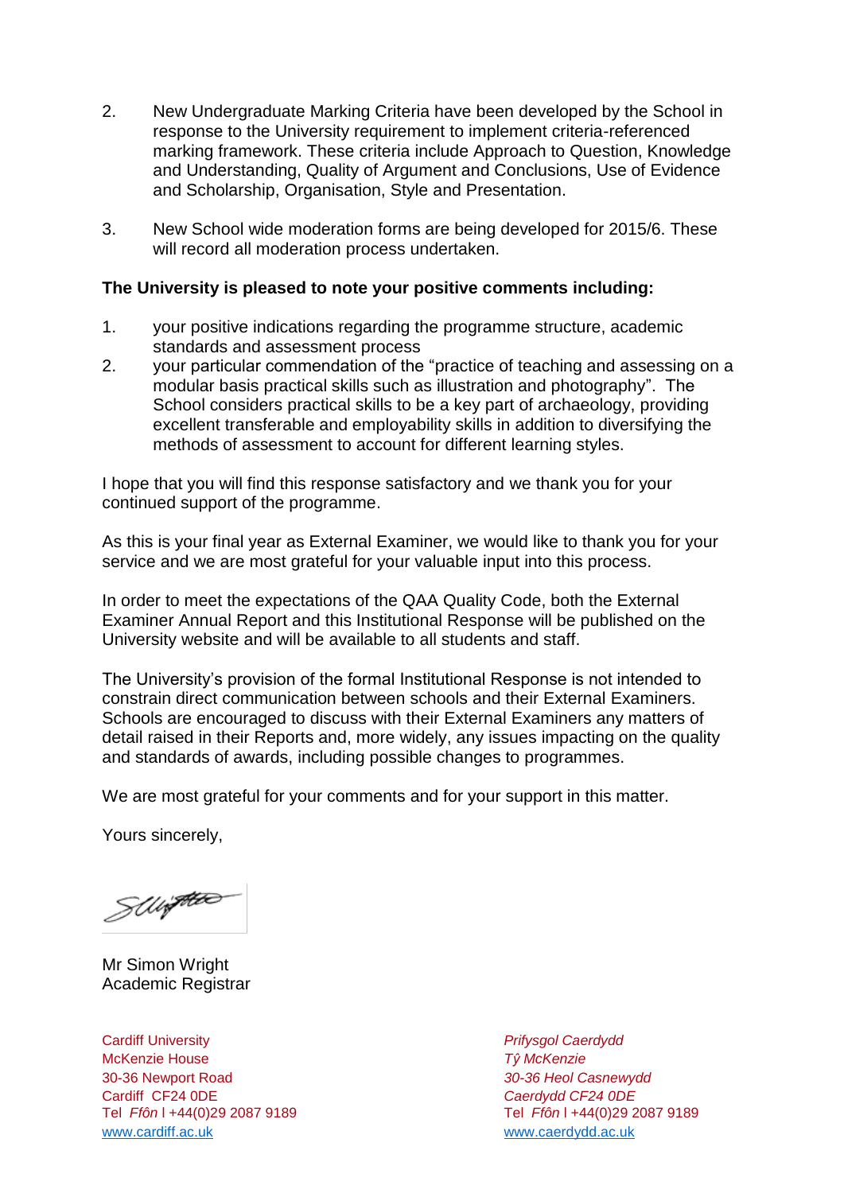2. New Undergraduate Marking Criteria have been developed by the School in response to the University requirement to implement criteria-referenced marking framework. These criteria include Approach to Question, Knowledge and Understanding, Quality of Argument and Conclusions, Use of Evidence and Scholarship, Organisation, Style and Presentation.

3. New School wide moderation forms are being developed for 2015/6. These will record all moderation process undertaken.

**The University is pleased to note your positive comments including:**

1. your positive indications regarding the programme structure, academic standards and assessment process
2. your particular commendation of the "practice of teaching and assessing on a modular basis practical skills such as illustration and photography". The School considers practical skills to be a key part of archaeology, providing excellent transferable and employability skills in addition to diversifying the methods of assessment to account for different learning styles.

I hope that you will find this response satisfactory and we thank you for your continued support of the programme.

As this is your final year as External Examiner, we would like to thank you for your service and we are most grateful for your valuable input into this process.

In order to meet the expectations of the QAA Quality Code, both the External Examiner Annual Report and this Institutional Response will be published on the University website and will be available to all students and staff.

The University's provision of the formal Institutional Response is not intended to constrain direct communication between schools and their External Examiners. Schools are encouraged to discuss with their External Examiners any matters of detail raised in their Reports and, more widely, any issues impacting on the quality and standards of awards, including possible changes to programmes.

We are most grateful for your comments and for your support in this matter.

Yours sincerely,

Mr Simon Wright
Academic Registrar

Cardiff University
McKenzie House
30-36 Newport Road
Cardiff CF24 0DE
Tel *Ffôn* l +44(0)29 2087 9189
www.cardiff.ac.uk

*Prifysgol Caerdydd*
*Tŷ McKenzie*
*30-36 Heol Casnewydd*
*Caerdydd CF24 0DE*
Tel *Ffôn* l +44(0)29 2087 9189
www.caerdydd.ac.uk